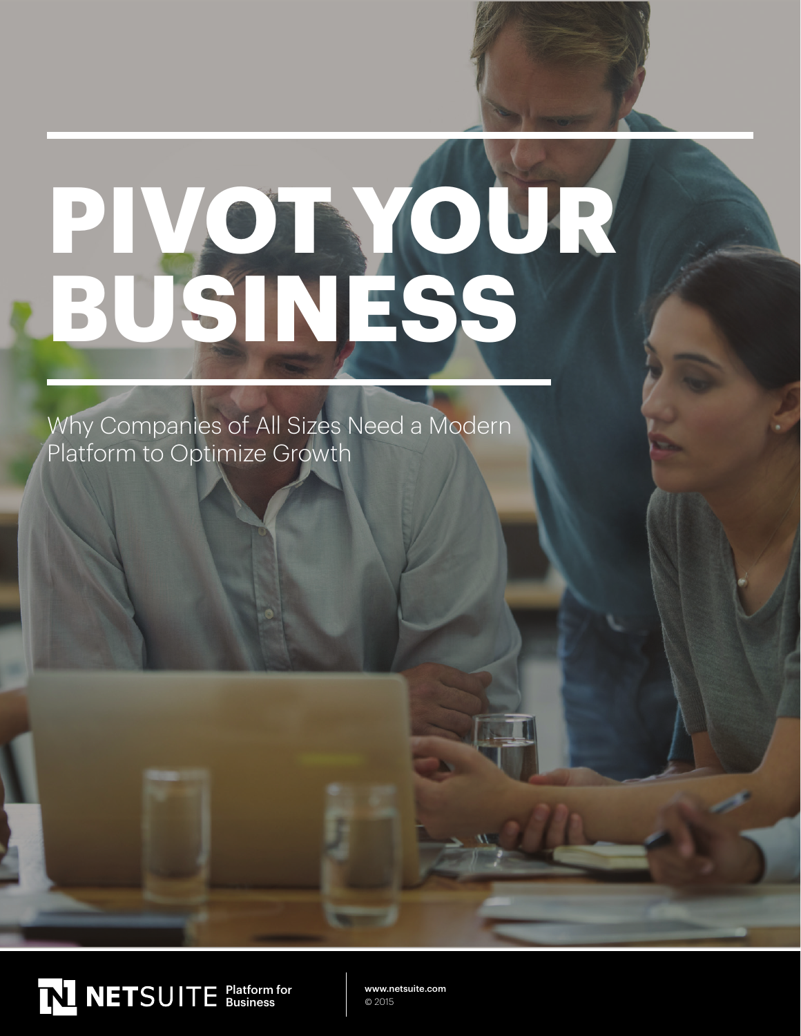# PIVOT YOUR BUSINESS

Why Companies of All Sizes Need a Modern Platform to Optimize Growth

NETSUITE Platform for Business

www.netsuite.com
© 2015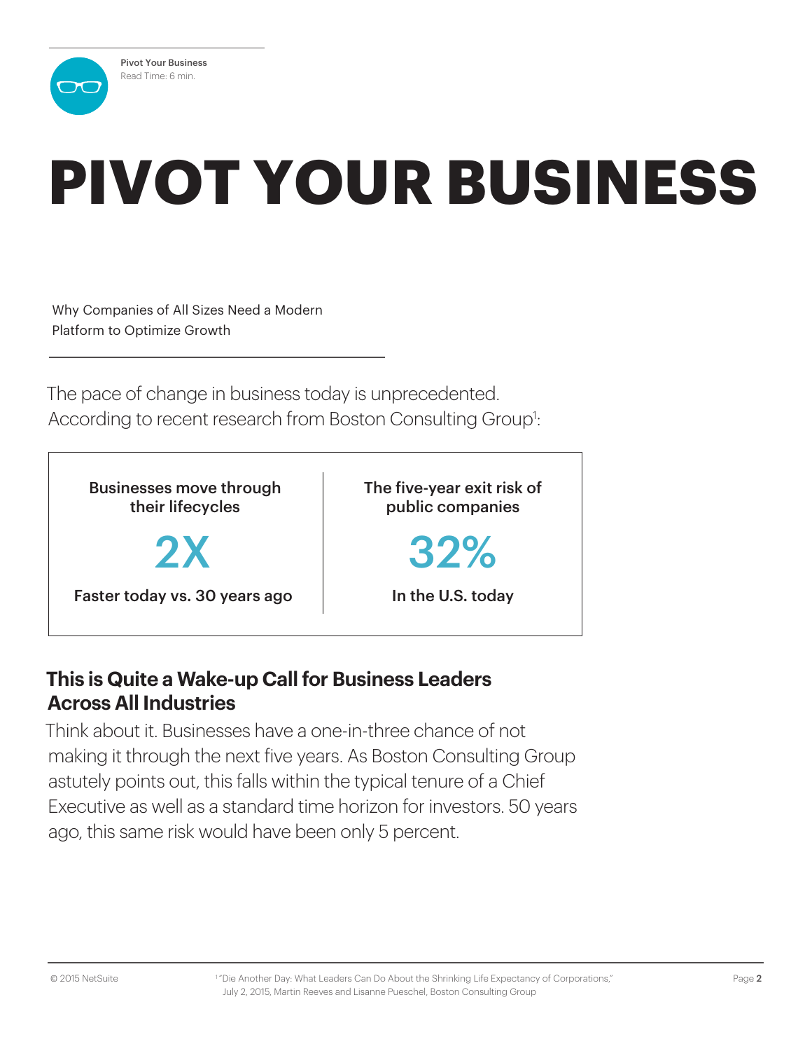# PIVOT YOUR BUSINESS

Why Companies of All Sizes Need a Modern Platform to Optimize Growth

The pace of change in business today is unprecedented. According to recent research from Boston Consulting Group[1]:

| Businesses move through their lifecycles | The five-year exit risk of public companies |
|---|---|
| 2X | 32% |
| Faster today vs. 30 years ago | In the U.S. today |

## This is Quite a Wake-up Call for Business Leaders Across All Industries

Think about it. Businesses have a one-in-three chance of not making it through the next five years. As Boston Consulting Group astutely points out, this falls within the typical tenure of a Chief Executive as well as a standard time horizon for investors. 50 years ago, this same risk would have been only 5 percent.

[1] "Die Another Day: What Leaders Can Do About the Shrinking Life Expectancy of Corporations," July 2, 2015, Martin Reeves and Lisanne Pueschel, Boston Consulting Group

© 2015 NetSuite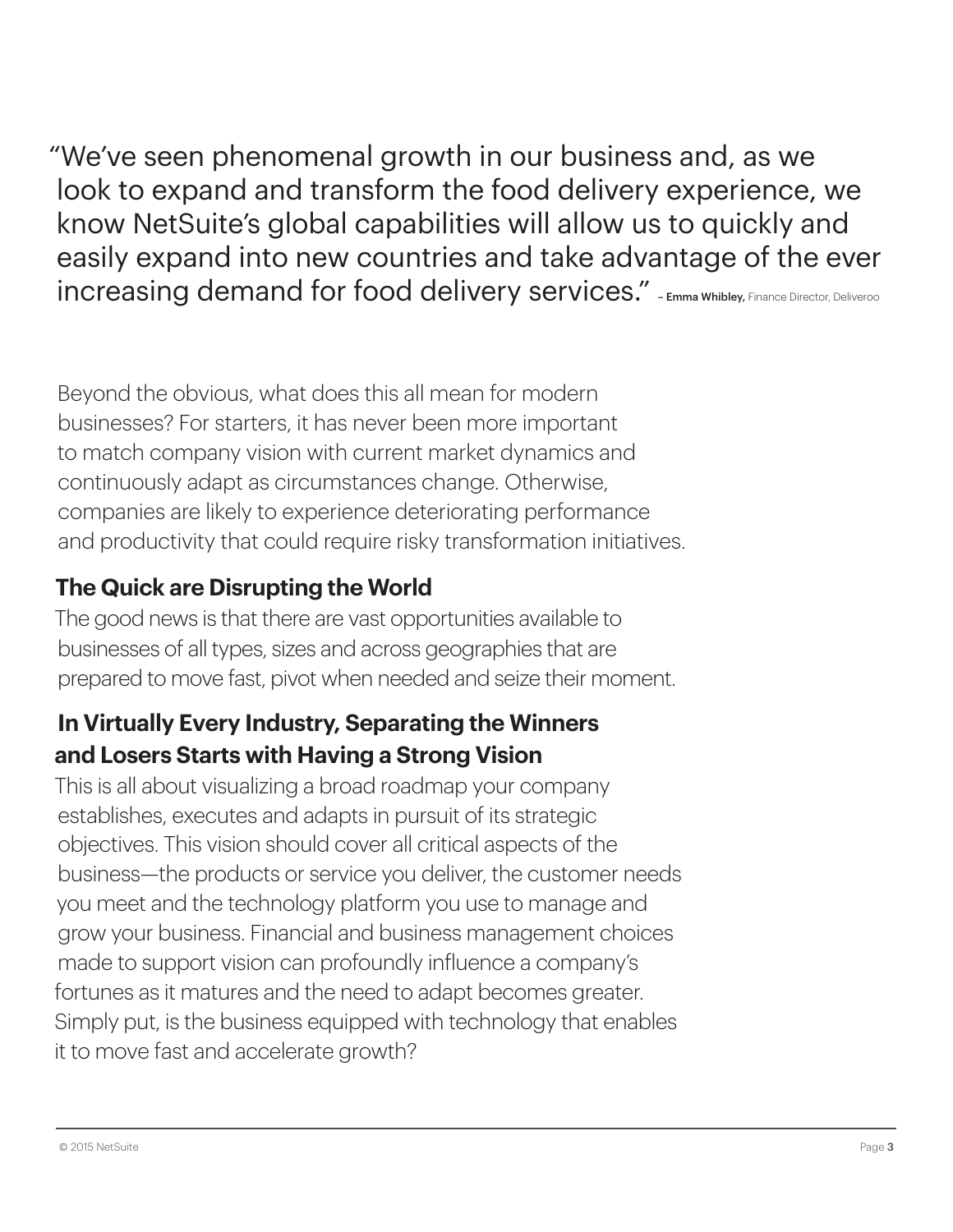> "We've seen phenomenal growth in our business and, as we look to expand and transform the food delivery experience, we know NetSuite's global capabilities will allow us to quickly and easily expand into new countries and take advantage of the ever increasing demand for food delivery services." – **Emma Whibley,** Finance Director, Deliveroo

Beyond the obvious, what does this all mean for modern businesses? For starters, it has never been more important to match company vision with current market dynamics and continuously adapt as circumstances change. Otherwise, companies are likely to experience deteriorating performance and productivity that could require risky transformation initiatives.

## The Quick are Disrupting the World

The good news is that there are vast opportunities available to businesses of all types, sizes and across geographies that are prepared to move fast, pivot when needed and seize their moment.

## In Virtually Every Industry, Separating the Winners and Losers Starts with Having a Strong Vision

This is all about visualizing a broad roadmap your company establishes, executes and adapts in pursuit of its strategic objectives. This vision should cover all critical aspects of the business—the products or service you deliver, the customer needs you meet and the technology platform you use to manage and grow your business. Financial and business management choices made to support vision can profoundly influence a company's fortunes as it matures and the need to adapt becomes greater. Simply put, is the business equipped with technology that enables it to move fast and accelerate growth?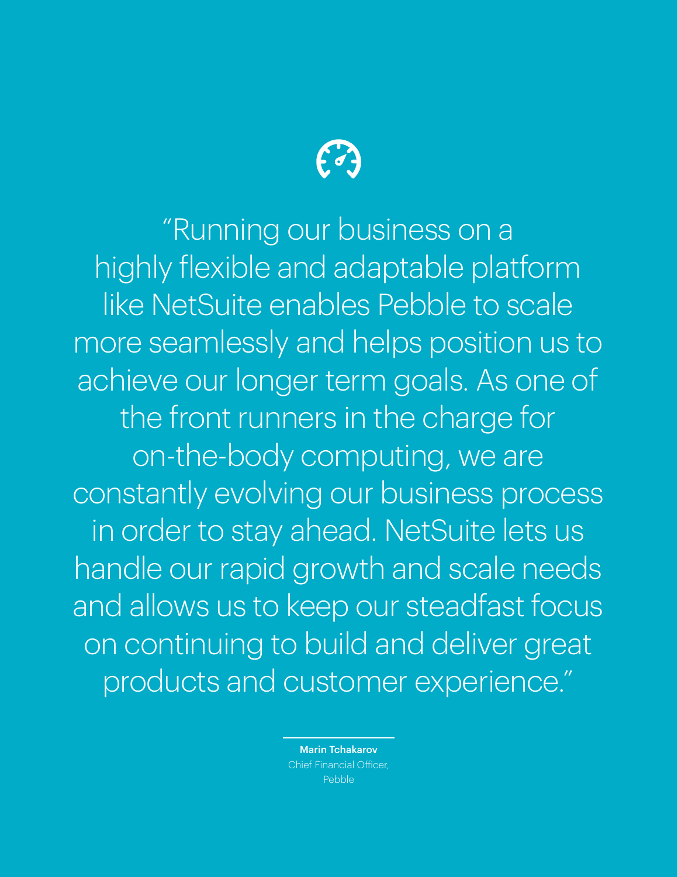"Running our business on a highly flexible and adaptable platform like NetSuite enables Pebble to scale more seamlessly and helps position us to achieve our longer term goals. As one of the front runners in the charge for on-the-body computing, we are constantly evolving our business process in order to stay ahead. NetSuite lets us handle our rapid growth and scale needs and allows us to keep our steadfast focus on continuing to build and deliver great products and customer experience."

**Marin Tchakarov**
Chief Financial Officer,
Pebble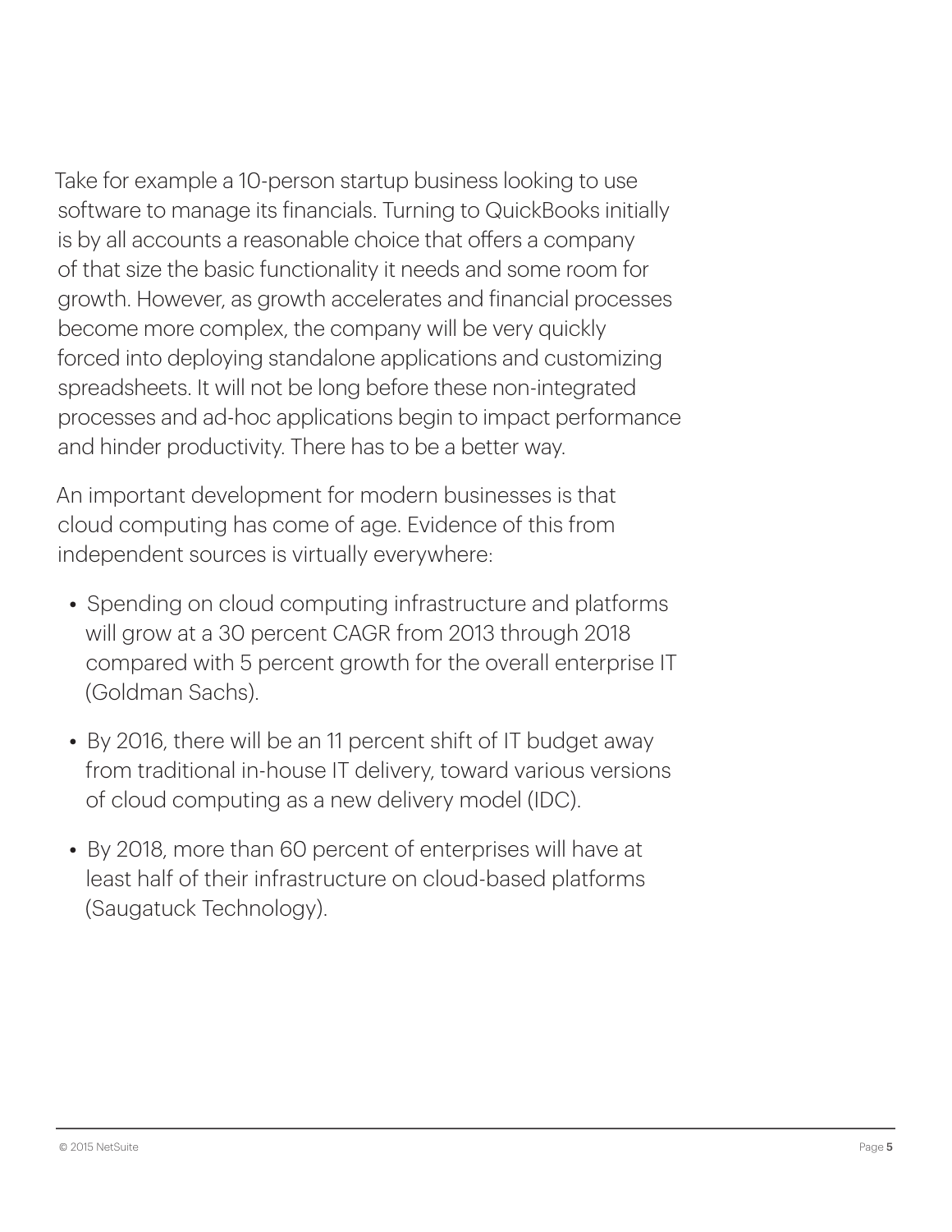Take for example a 10-person startup business looking to use software to manage its financials. Turning to QuickBooks initially is by all accounts a reasonable choice that offers a company of that size the basic functionality it needs and some room for growth. However, as growth accelerates and financial processes become more complex, the company will be very quickly forced into deploying standalone applications and customizing spreadsheets. It will not be long before these non-integrated processes and ad-hoc applications begin to impact performance and hinder productivity. There has to be a better way.

An important development for modern businesses is that cloud computing has come of age. Evidence of this from independent sources is virtually everywhere:

- Spending on cloud computing infrastructure and platforms will grow at a 30 percent CAGR from 2013 through 2018 compared with 5 percent growth for the overall enterprise IT (Goldman Sachs).
- By 2016, there will be an 11 percent shift of IT budget away from traditional in-house IT delivery, toward various versions of cloud computing as a new delivery model (IDC).
- By 2018, more than 60 percent of enterprises will have at least half of their infrastructure on cloud-based platforms (Saugatuck Technology).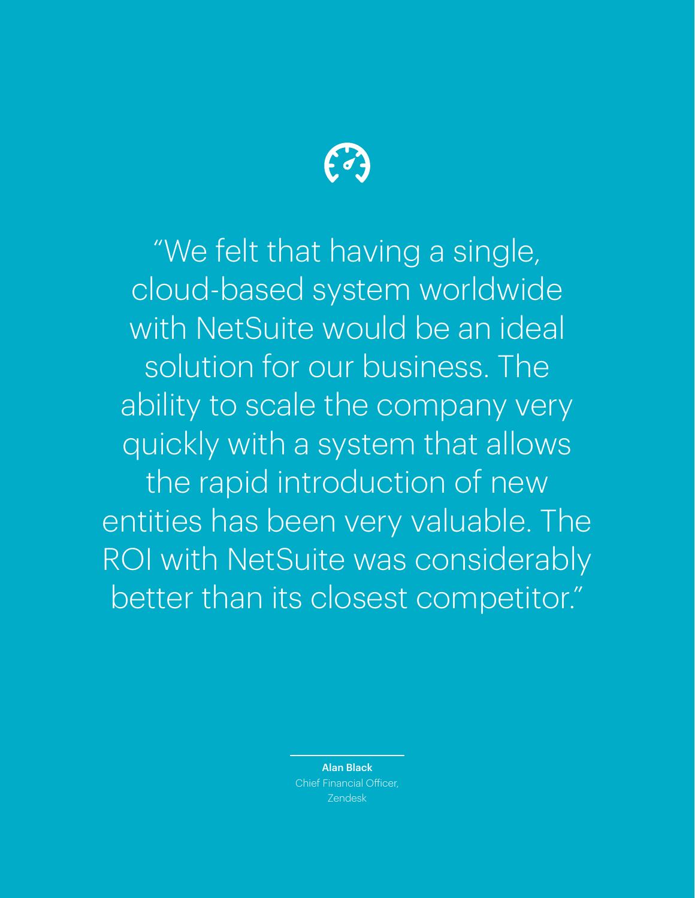"We felt that having a single, cloud-based system worldwide with NetSuite would be an ideal solution for our business. The ability to scale the company very quickly with a system that allows the rapid introduction of new entities has been very valuable. The ROI with NetSuite was considerably better than its closest competitor."

**Alan Black**
Chief Financial Officer,
Zendesk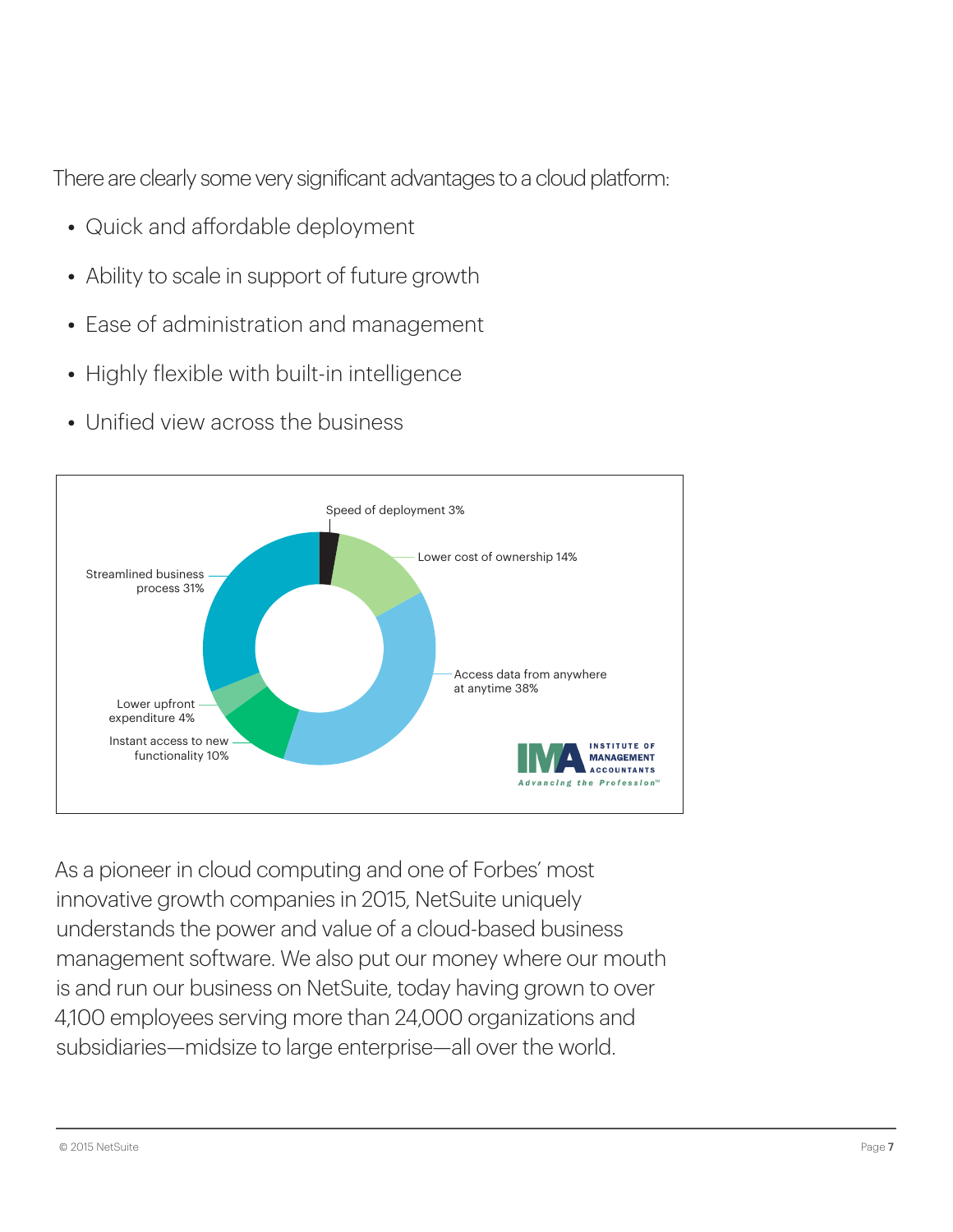There are clearly some very significant advantages to a cloud platform:

- Quick and affordable deployment
- Ability to scale in support of future growth
- Ease of administration and management
- Highly flexible with built-in intelligence
- Unified view across the business

Speed of deployment 3%

Lower cost of ownership 14%

Access data from anywhere at anytime 38%

Instant access to new functionality 10%

Lower upfront expenditure 4%

Streamlined business process 31%

INSTITUTE OF MANAGEMENT ACCOUNTANTS

Advancing the Profession™

As a pioneer in cloud computing and one of Forbes' most innovative growth companies in 2015, NetSuite uniquely understands the power and value of a cloud-based business management software. We also put our money where our mouth is and run our business on NetSuite, today having grown to over 4,100 employees serving more than 24,000 organizations and subsidiaries—midsize to large enterprise—all over the world.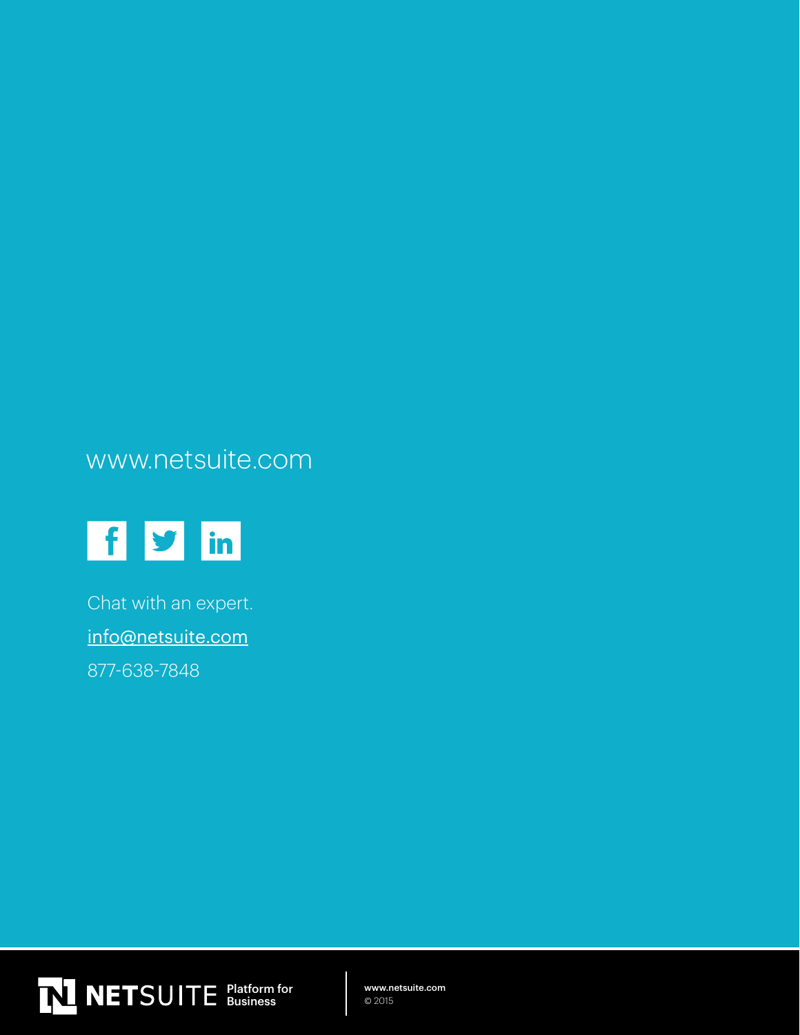www.netsuite.com

Chat with an expert.

info@netsuite.com

877-638-7848

NETSUITE Platform for Business

www.netsuite.com

© 2015